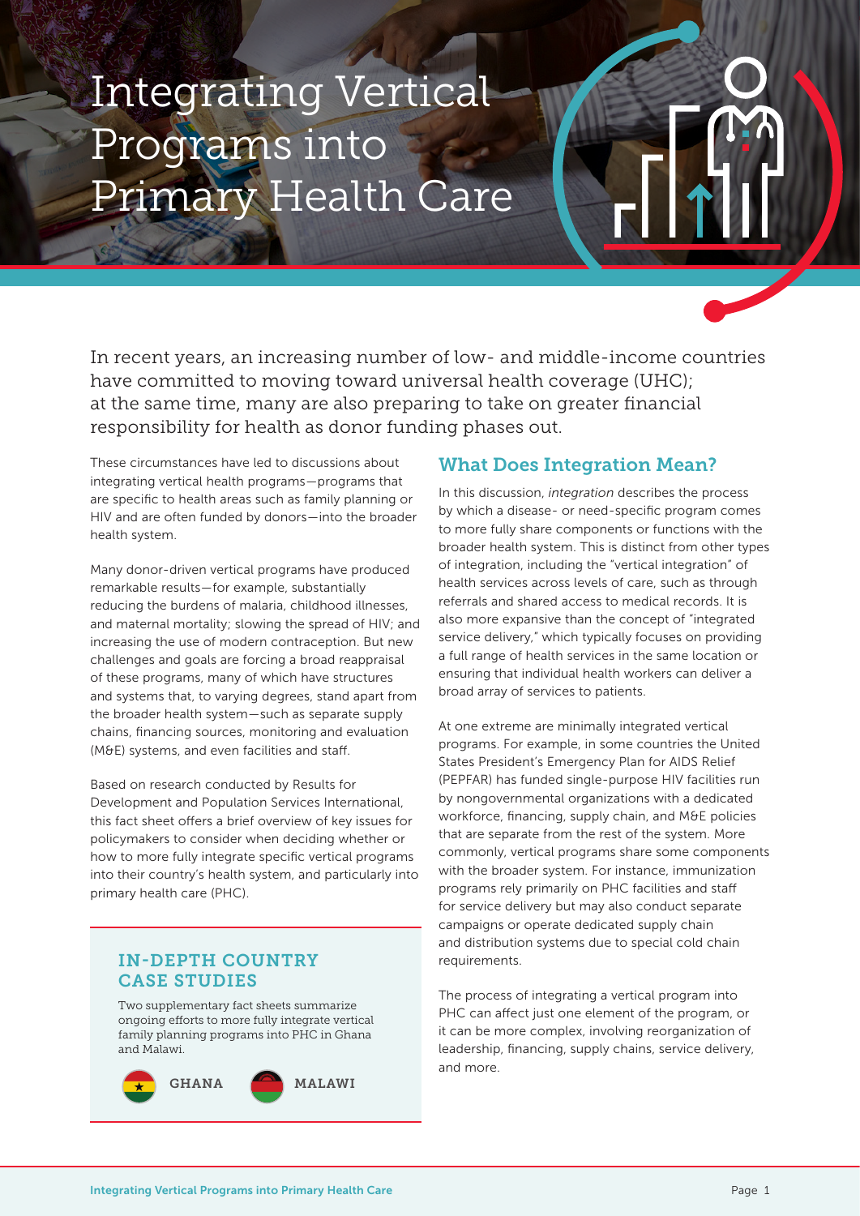# Integrating Vertical Programs into Primary Health Care

In recent years, an increasing number of low- and middle-income countries have committed to moving toward universal health coverage (UHC); at the same time, many are also preparing to take on greater financial responsibility for health as donor funding phases out.

These circumstances have led to discussions about integrating vertical health programs—programs that are specific to health areas such as family planning or HIV and are often funded by donors—into the broader health system.

Many donor-driven vertical programs have produced remarkable results—for example, substantially reducing the burdens of malaria, childhood illnesses, and maternal mortality; slowing the spread of HIV; and increasing the use of modern contraception. But new challenges and goals are forcing a broad reappraisal of these programs, many of which have structures and systems that, to varying degrees, stand apart from the broader health system—such as separate supply chains, financing sources, monitoring and evaluation (M&E) systems, and even facilities and staff.

Based on research conducted by Results for Development and Population Services International, this fact sheet offers a brief overview of key issues for policymakers to consider when deciding whether or how to more fully integrate specific vertical programs into their country's health system, and particularly into primary health care (PHC).

### IN-DEPTH COUNTRY CASE STUDIES

Two supplementary fact sheets summarize ongoing efforts to more fully integrate vertical family planning programs into PHC in Ghana and Malawi.

GHANA

MALAWI

## What Does Integration Mean?

In this discussion, *integration* describes the process by which a disease- or need-specific program comes to more fully share components or functions with the broader health system. This is distinct from other types of integration, including the "vertical integration" of health services across levels of care, such as through referrals and shared access to medical records. It is also more expansive than the concept of "integrated service delivery," which typically focuses on providing a full range of health services in the same location or ensuring that individual health workers can deliver a broad array of services to patients.

At one extreme are minimally integrated vertical programs. For example, in some countries the United States President's Emergency Plan for AIDS Relief (PEPFAR) has funded single-purpose HIV facilities run by nongovernmental organizations with a dedicated workforce, financing, supply chain, and M&E policies that are separate from the rest of the system. More commonly, vertical programs share some components with the broader system. For instance, immunization programs rely primarily on PHC facilities and staff for service delivery but may also conduct separate campaigns or operate dedicated supply chain and distribution systems due to special cold chain requirements.

The process of integrating a vertical program into PHC can affect just one element of the program, or it can be more complex, involving reorganization of leadership, financing, supply chains, service delivery, and more.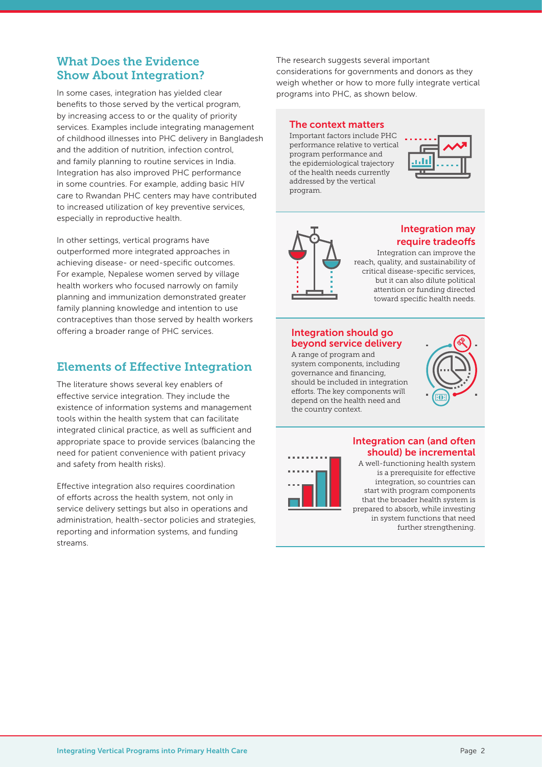## What Does the Evidence Show About Integration?

In some cases, integration has yielded clear benefits to those served by the vertical program, by increasing access to or the quality of priority services. Examples include integrating management of childhood illnesses into PHC delivery in Bangladesh and the addition of nutrition, infection control, and family planning to routine services in India. Integration has also improved PHC performance in some countries. For example, adding basic HIV care to Rwandan PHC centers may have contributed to increased utilization of key preventive services, especially in reproductive health.

In other settings, vertical programs have outperformed more integrated approaches in achieving disease- or need-specific outcomes. For example, Nepalese women served by village health workers who focused narrowly on family planning and immunization demonstrated greater family planning knowledge and intention to use contraceptives than those served by health workers offering a broader range of PHC services.

## Elements of Effective Integration

The literature shows several key enablers of effective service integration. They include the existence of information systems and management tools within the health system that can facilitate integrated clinical practice, as well as sufficient and appropriate space to provide services (balancing the need for patient convenience with patient privacy and safety from health risks).

Effective integration also requires coordination of efforts across the health system, not only in service delivery settings but also in operations and administration, health-sector policies and strategies, reporting and information systems, and funding streams.

The research suggests several important considerations for governments and donors as they weigh whether or how to more fully integrate vertical programs into PHC, as shown below.

### The context matters

Important factors include PHC performance relative to vertical program performance and the epidemiological trajectory of the health needs currently addressed by the vertical program.

### Integration may require tradeoffs

Integration can improve the reach, quality, and sustainability of critical disease-specific services, but it can also dilute political attention or funding directed toward specific health needs.

### Integration should go beyond service delivery

A range of program and system components, including governance and financing, should be included in integration efforts. The key components will depend on the health need and the country context.

### Integration can (and often should) be incremental

A well-functioning health system is a prerequisite for effective integration, so countries can start with program components that the broader health system is prepared to absorb, while investing in system functions that need further strengthening.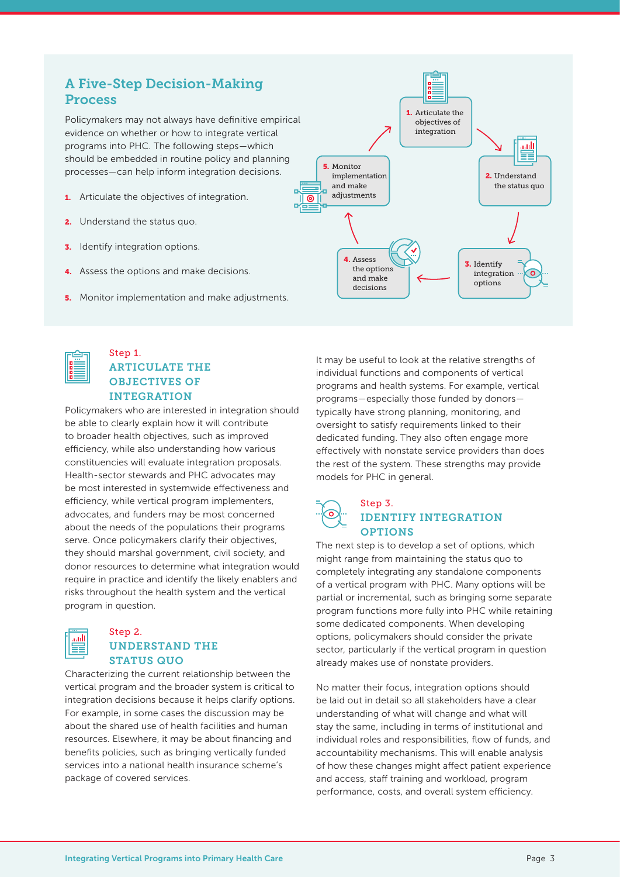## A Five-Step Decision-Making Process

Policymakers may not always have definitive empirical evidence on whether or how to integrate vertical programs into PHC. The following steps—which should be embedded in routine policy and planning processes—can help inform integration decisions.

1. Articulate the objectives of integration.
2. Understand the status quo.
3. Identify integration options.
4. Assess the options and make decisions.
5. Monitor implementation and make adjustments.

1. Articulate the objectives of integration
2. Understand the status quo
3. Identify integration options
4. Assess the options and make decisions
5. Monitor implementation and make adjustments

### Step 1. ARTICULATE THE OBJECTIVES OF INTEGRATION

Policymakers who are interested in integration should be able to clearly explain how it will contribute to broader health objectives, such as improved efficiency, while also understanding how various constituencies will evaluate integration proposals. Health-sector stewards and PHC advocates may be most interested in systemwide effectiveness and efficiency, while vertical program implementers, advocates, and funders may be most concerned about the needs of the populations their programs serve. Once policymakers clarify their objectives, they should marshal government, civil society, and donor resources to determine what integration would require in practice and identify the likely enablers and risks throughout the health system and the vertical program in question.

### Step 2. UNDERSTAND THE STATUS QUO

Characterizing the current relationship between the vertical program and the broader system is critical to integration decisions because it helps clarify options. For example, in some cases the discussion may be about the shared use of health facilities and human resources. Elsewhere, it may be about financing and benefits policies, such as bringing vertically funded services into a national health insurance scheme's package of covered services.

It may be useful to look at the relative strengths of individual functions and components of vertical programs and health systems. For example, vertical programs—especially those funded by donors—typically have strong planning, monitoring, and oversight to satisfy requirements linked to their dedicated funding. They also often engage more effectively with nonstate service providers than does the rest of the system. These strengths may provide models for PHC in general.

### Step 3. IDENTIFY INTEGRATION OPTIONS

The next step is to develop a set of options, which might range from maintaining the status quo to completely integrating any standalone components of a vertical program with PHC. Many options will be partial or incremental, such as bringing some separate program functions more fully into PHC while retaining some dedicated components. When developing options, policymakers should consider the private sector, particularly if the vertical program in question already makes use of nonstate providers.

No matter their focus, integration options should be laid out in detail so all stakeholders have a clear understanding of what will change and what will stay the same, including in terms of institutional and individual roles and responsibilities, flow of funds, and accountability mechanisms. This will enable analysis of how these changes might affect patient experience and access, staff training and workload, program performance, costs, and overall system efficiency.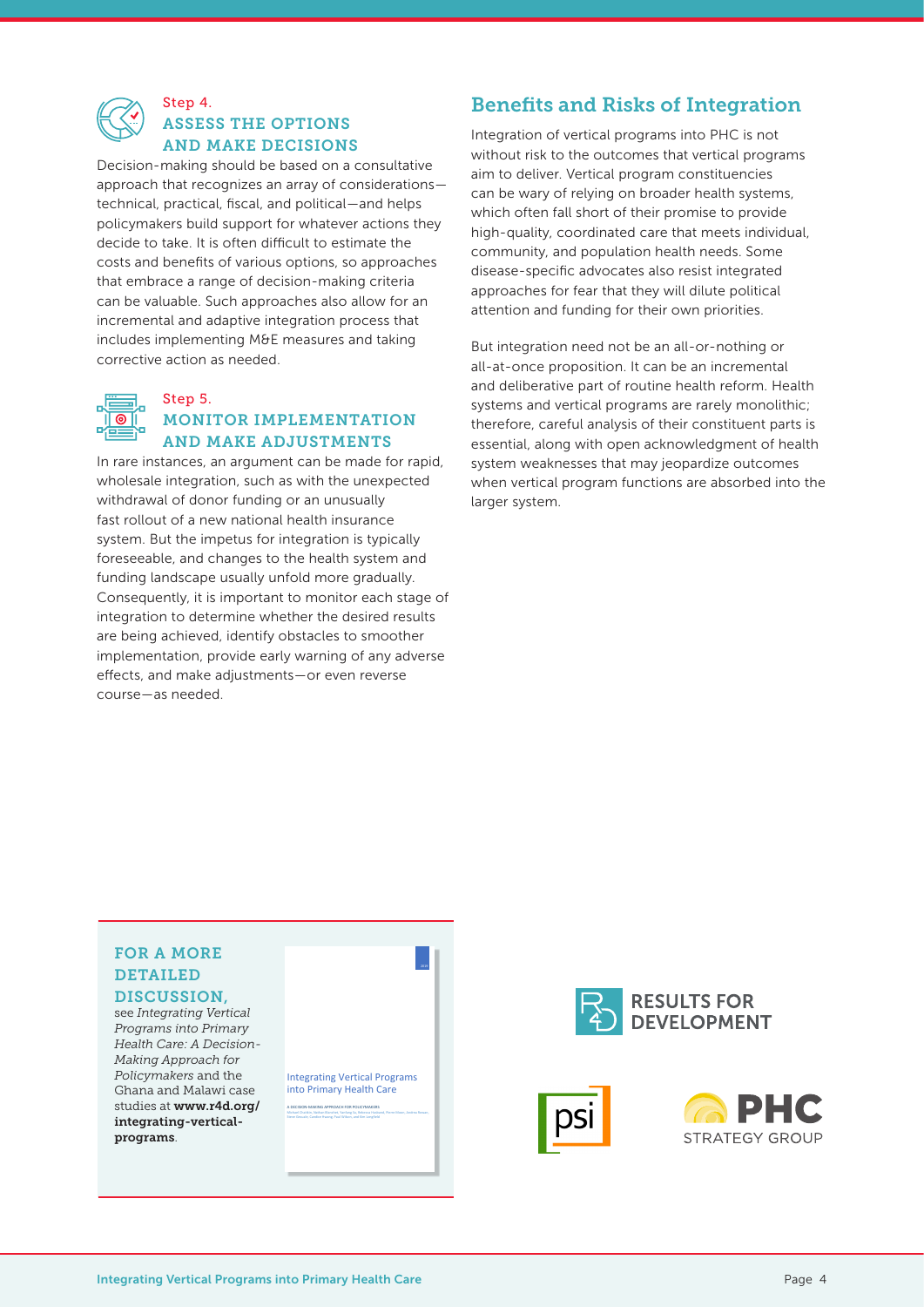### Step 4. ASSESS THE OPTIONS AND MAKE DECISIONS

Decision-making should be based on a consultative approach that recognizes an array of considerations—technical, practical, fiscal, and political—and helps policymakers build support for whatever actions they decide to take. It is often difficult to estimate the costs and benefits of various options, so approaches that embrace a range of decision-making criteria can be valuable. Such approaches also allow for an incremental and adaptive integration process that includes implementing M&E measures and taking corrective action as needed.

### Step 5. MONITOR IMPLEMENTATION AND MAKE ADJUSTMENTS

In rare instances, an argument can be made for rapid, wholesale integration, such as with the unexpected withdrawal of donor funding or an unusually fast rollout of a new national health insurance system. But the impetus for integration is typically foreseeable, and changes to the health system and funding landscape usually unfold more gradually. Consequently, it is important to monitor each stage of integration to determine whether the desired results are being achieved, identify obstacles to smoother implementation, provide early warning of any adverse effects, and make adjustments—or even reverse course—as needed.

## Benefits and Risks of Integration

Integration of vertical programs into PHC is not without risk to the outcomes that vertical programs aim to deliver. Vertical program constituencies can be wary of relying on broader health systems, which often fall short of their promise to provide high-quality, coordinated care that meets individual, community, and population health needs. Some disease-specific advocates also resist integrated approaches for fear that they will dilute political attention and funding for their own priorities.

But integration need not be an all-or-nothing or all-at-once proposition. It can be an incremental and deliberative part of routine health reform. Health systems and vertical programs are rarely monolithic; therefore, careful analysis of their constituent parts is essential, along with open acknowledgment of health system weaknesses that may jeopardize outcomes when vertical program functions are absorbed into the larger system.

**FOR A MORE DETAILED DISCUSSION,** see *Integrating Vertical Programs into Primary Health Care: A Decision-Making Approach for Policymakers* and the Ghana and Malawi case studies at **www.r4d.org/integrating-vertical-programs**.

RESULTS FOR DEVELOPMENT

psi

PHC STRATEGY GROUP